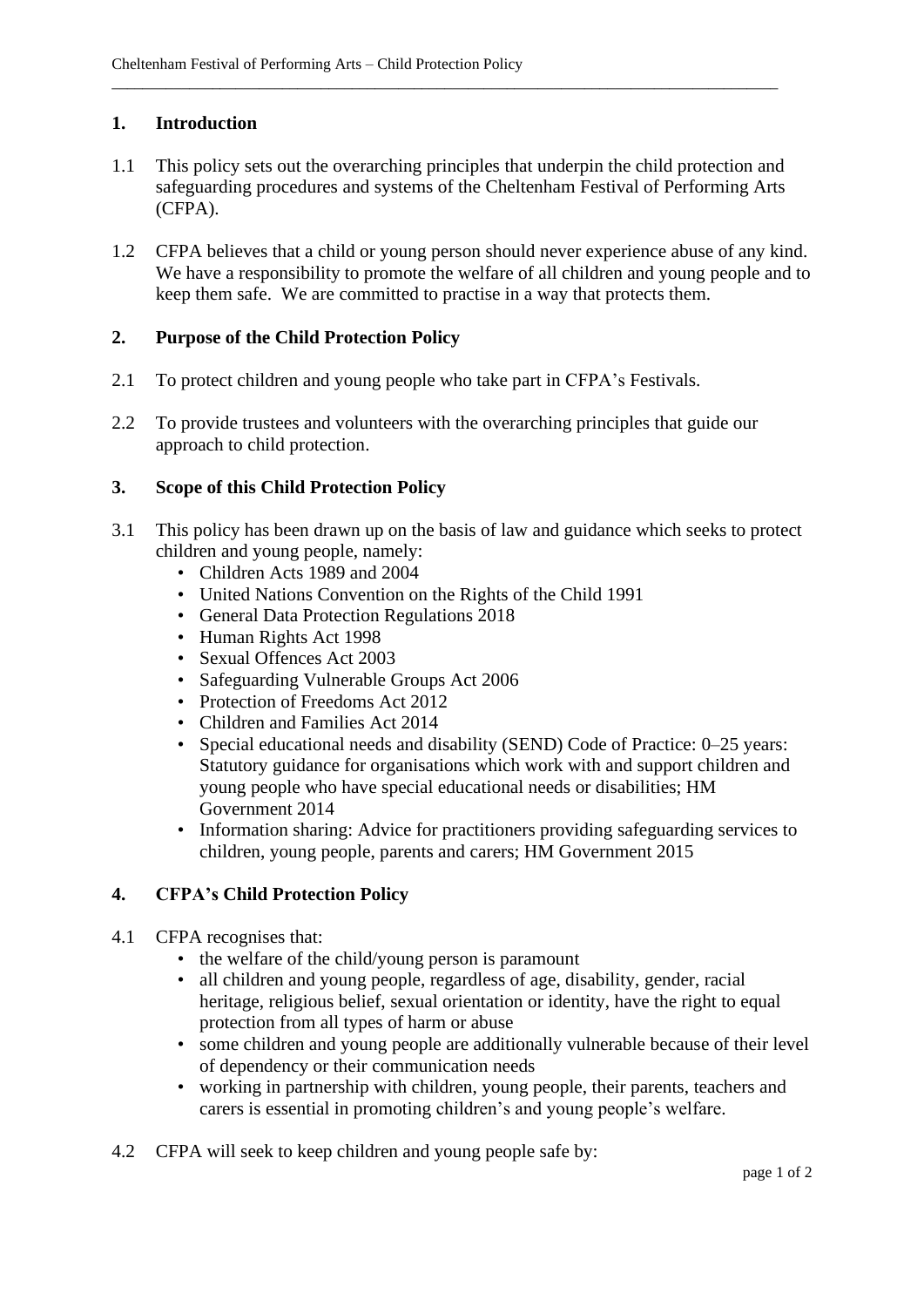## 1. Introduction

1.1 This policy sets out the overarching principles that underpin the child protection and safeguarding procedures and systems of the Cheltenham Festival of Performing Arts (CFPA).

1.2 CFPA believes that a child or young person should never experience abuse of any kind. We have a responsibility to promote the welfare of all children and young people and to keep them safe. We are committed to practise in a way that protects them.

## 2. Purpose of the Child Protection Policy

2.1 To protect children and young people who take part in CFPA's Festivals.

2.2 To provide trustees and volunteers with the overarching principles that guide our approach to child protection.

## 3. Scope of this Child Protection Policy

3.1 This policy has been drawn up on the basis of law and guidance which seeks to protect children and young people, namely:

- Children Acts 1989 and 2004
- United Nations Convention on the Rights of the Child 1991
- General Data Protection Regulations 2018
- Human Rights Act 1998
- Sexual Offences Act 2003
- Safeguarding Vulnerable Groups Act 2006
- Protection of Freedoms Act 2012
- Children and Families Act 2014
- Special educational needs and disability (SEND) Code of Practice: 0–25 years: Statutory guidance for organisations which work with and support children and young people who have special educational needs or disabilities; HM Government 2014
- Information sharing: Advice for practitioners providing safeguarding services to children, young people, parents and carers; HM Government 2015

## 4. CFPA's Child Protection Policy

4.1 CFPA recognises that:

- the welfare of the child/young person is paramount
- all children and young people, regardless of age, disability, gender, racial heritage, religious belief, sexual orientation or identity, have the right to equal protection from all types of harm or abuse
- some children and young people are additionally vulnerable because of their level of dependency or their communication needs
- working in partnership with children, young people, their parents, teachers and carers is essential in promoting children's and young people's welfare.

4.2 CFPA will seek to keep children and young people safe by: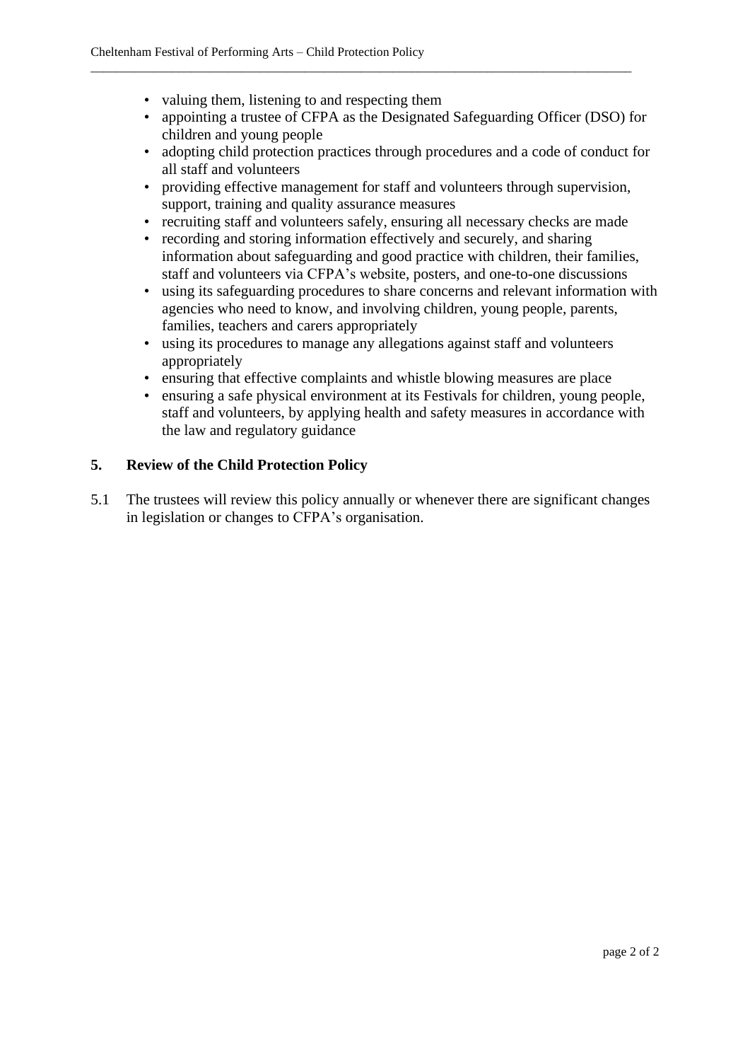- valuing them, listening to and respecting them
- appointing a trustee of CFPA as the Designated Safeguarding Officer (DSO) for children and young people
- adopting child protection practices through procedures and a code of conduct for all staff and volunteers
- providing effective management for staff and volunteers through supervision, support, training and quality assurance measures
- recruiting staff and volunteers safely, ensuring all necessary checks are made
- recording and storing information effectively and securely, and sharing information about safeguarding and good practice with children, their families, staff and volunteers via CFPA's website, posters, and one-to-one discussions
- using its safeguarding procedures to share concerns and relevant information with agencies who need to know, and involving children, young people, parents, families, teachers and carers appropriately
- using its procedures to manage any allegations against staff and volunteers appropriately
- ensuring that effective complaints and whistle blowing measures are place
- ensuring a safe physical environment at its Festivals for children, young people, staff and volunteers, by applying health and safety measures in accordance with the law and regulatory guidance

## 5. Review of the Child Protection Policy

5.1 The trustees will review this policy annually or whenever there are significant changes in legislation or changes to CFPA's organisation.